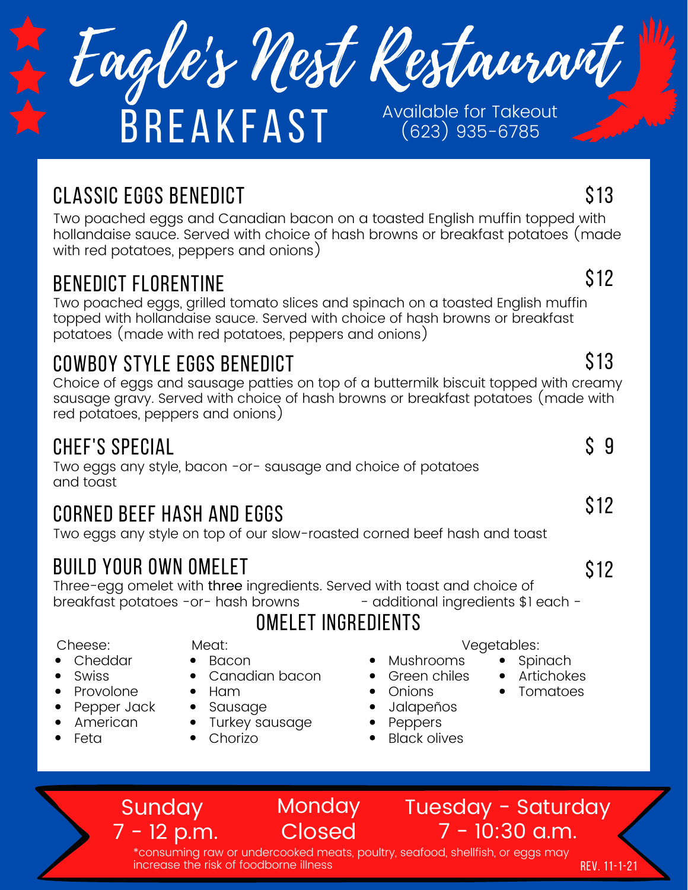# Eagle's Nest Restaurant

## BREAKFAST

Available for Takeout
(623) 935-6785

### CLASSIC EGGS BENEDICT — $13

Two poached eggs and Canadian bacon on a toasted English muffin topped with hollandaise sauce. Served with choice of hash browns or breakfast potatoes (made with red potatoes, peppers and onions)

### BENEDICT FLORENTINE — $12

Two poached eggs, grilled tomato slices and spinach on a toasted English muffin topped with hollandaise sauce. Served with choice of hash browns or breakfast potatoes (made with red potatoes, peppers and onions)

### COWBOY STYLE EGGS BENEDICT — $13

Choice of eggs and sausage patties on top of a buttermilk biscuit topped with creamy sausage gravy. Served with choice of hash browns or breakfast potatoes (made with red potatoes, peppers and onions)

### CHEF'S SPECIAL — $ 9

Two eggs any style, bacon -or- sausage and choice of potatoes and toast

### CORNED BEEF HASH AND EGGS — $12

Two eggs any style on top of our slow-roasted corned beef hash and toast

### BUILD YOUR OWN OMELET — $12

Three-egg omelet with three ingredients. Served with toast and choice of breakfast potatoes -or- hash browns

- additional ingredients $1 each -

### OMELET INGREDIENTS

Cheese:
- Cheddar
- Swiss
- Provolone
- Pepper Jack
- American
- Feta

Meat:
- Bacon
- Canadian bacon
- Ham
- Sausage
- Turkey sausage
- Chorizo

Vegetables:
- Mushrooms
- Green chiles
- Onions
- Jalapeños
- Peppers
- Black olives
- Spinach
- Artichokes
- Tomatoes

Sunday 7 - 12 p.m.

Monday Closed

Tuesday - Saturday 7 - 10:30 a.m.

*consuming raw or undercooked meats, poultry, seafood, shellfish, or eggs may increase the risk of foodborne illness

REV. 11-1-21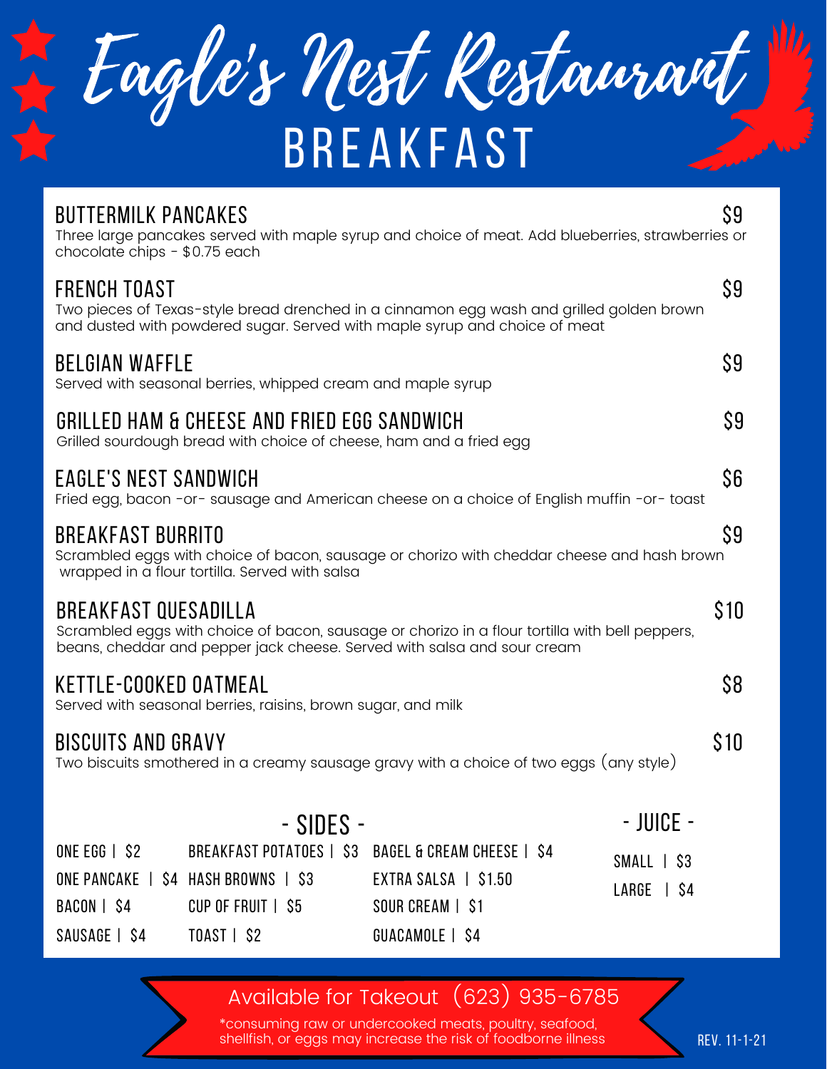# Eagle's Nest Restaurant

## BREAKFAST

### BUTTERMILK PANCAKES — $9
Three large pancakes served with maple syrup and choice of meat. Add blueberries, strawberries or chocolate chips - $0.75 each

### FRENCH TOAST — $9
Two pieces of Texas-style bread drenched in a cinnamon egg wash and grilled golden brown and dusted with powdered sugar. Served with maple syrup and choice of meat

### BELGIAN WAFFLE — $9
Served with seasonal berries, whipped cream and maple syrup

### GRILLED HAM & CHEESE AND FRIED EGG SANDWICH — $9
Grilled sourdough bread with choice of cheese, ham and a fried egg

### EAGLE'S NEST SANDWICH — $6
Fried egg, bacon -or- sausage and American cheese on a choice of English muffin -or- toast

### BREAKFAST BURRITO — $9
Scrambled eggs with choice of bacon, sausage or chorizo with cheddar cheese and hash brown wrapped in a flour tortilla. Served with salsa

### BREAKFAST QUESADILLA — $10
Scrambled eggs with choice of bacon, sausage or chorizo in a flour tortilla with bell peppers, beans, cheddar and pepper jack cheese. Served with salsa and sour cream

### KETTLE-COOKED OATMEAL — $8
Served with seasonal berries, raisins, brown sugar, and milk

### BISCUITS AND GRAVY — $10
Two biscuits smothered in a creamy sausage gravy with a choice of two eggs (any style)

## - SIDES -

- ONE EGG | $2
- ONE PANCAKE | $4
- BACON | $4
- SAUSAGE | $4
- BREAKFAST POTATOES | $3
- HASH BROWNS | $3
- CUP OF FRUIT | $5
- TOAST | $2
- BAGEL & CREAM CHEESE | $4
- EXTRA SALSA | $1.50
- SOUR CREAM | $1
- GUACAMOLE | $4

## - JUICE -

- SMALL | $3
- LARGE | $4

Available for Takeout (623) 935-6785

*consuming raw or undercooked meats, poultry, seafood, shellfish, or eggs may increase the risk of foodborne illness

REV. 11-1-21